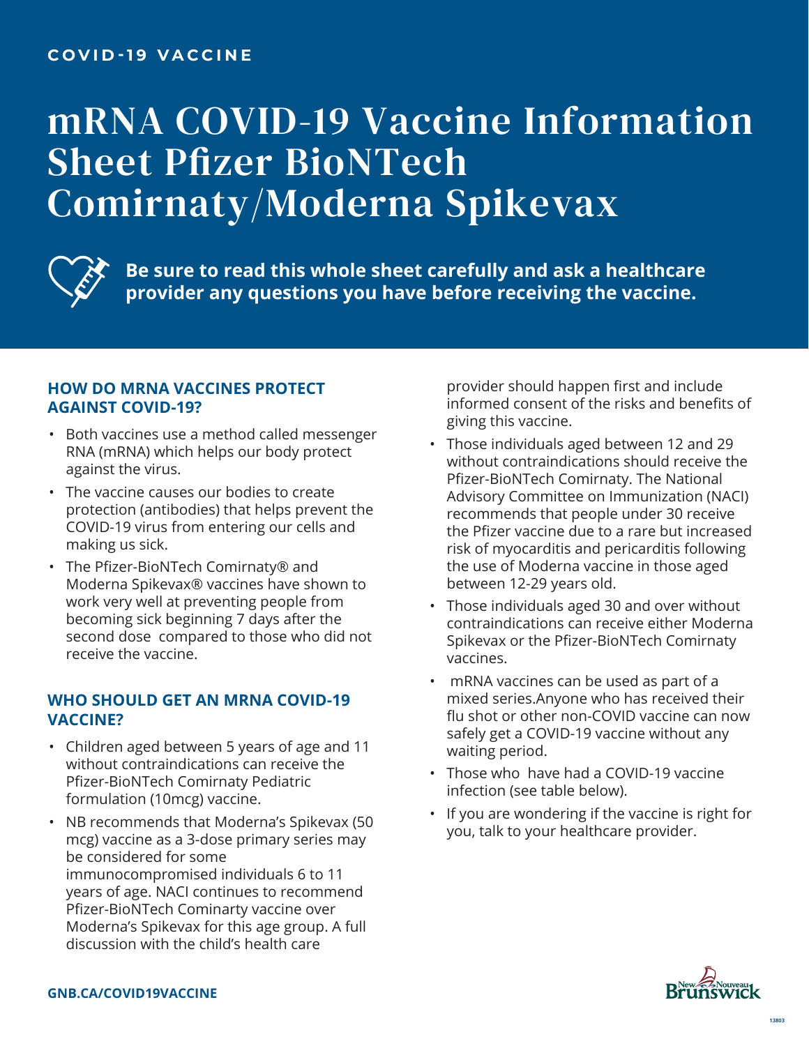COVID-19 VACCINE

# mRNA COVID-19 Vaccine Information Sheet Pfizer BioNTech Comirnaty/Moderna Spikevax

**Be sure to read this whole sheet carefully and ask a healthcare provider any questions you have before receiving the vaccine.**

## HOW DO MRNA VACCINES PROTECT AGAINST COVID-19?

- Both vaccines use a method called messenger RNA (mRNA) which helps our body protect against the virus.
- The vaccine causes our bodies to create protection (antibodies) that helps prevent the COVID-19 virus from entering our cells and making us sick.
- The Pfizer-BioNTech Comirnaty® and Moderna Spikevax® vaccines have shown to work very well at preventing people from becoming sick beginning 7 days after the second dose compared to those who did not receive the vaccine.

## WHO SHOULD GET AN MRNA COVID-19 VACCINE?

- Children aged between 5 years of age and 11 without contraindications can receive the Pfizer-BioNTech Comirnaty Pediatric formulation (10mcg) vaccine.
- NB recommends that Moderna's Spikevax (50 mcg) vaccine as a 3-dose primary series may be considered for some immunocompromised individuals 6 to 11 years of age. NACI continues to recommend Pfizer-BioNTech Cominarty vaccine over Moderna's Spikevax for this age group. A full discussion with the child's health care provider should happen first and include informed consent of the risks and benefits of giving this vaccine.
- Those individuals aged between 12 and 29 without contraindications should receive the Pfizer-BioNTech Comirnaty. The National Advisory Committee on Immunization (NACI) recommends that people under 30 receive the Pfizer vaccine due to a rare but increased risk of myocarditis and pericarditis following the use of Moderna vaccine in those aged between 12-29 years old.
- Those individuals aged 30 and over without contraindications can receive either Moderna Spikevax or the Pfizer-BioNTech Comirnaty vaccines.
- mRNA vaccines can be used as part of a mixed series.Anyone who has received their flu shot or other non-COVID vaccine can now safely get a COVID-19 vaccine without any waiting period.
- Those who have had a COVID-19 vaccine infection (see table below).
- If you are wondering if the vaccine is right for you, talk to your healthcare provider.

GNB.CA/COVID19VACCINE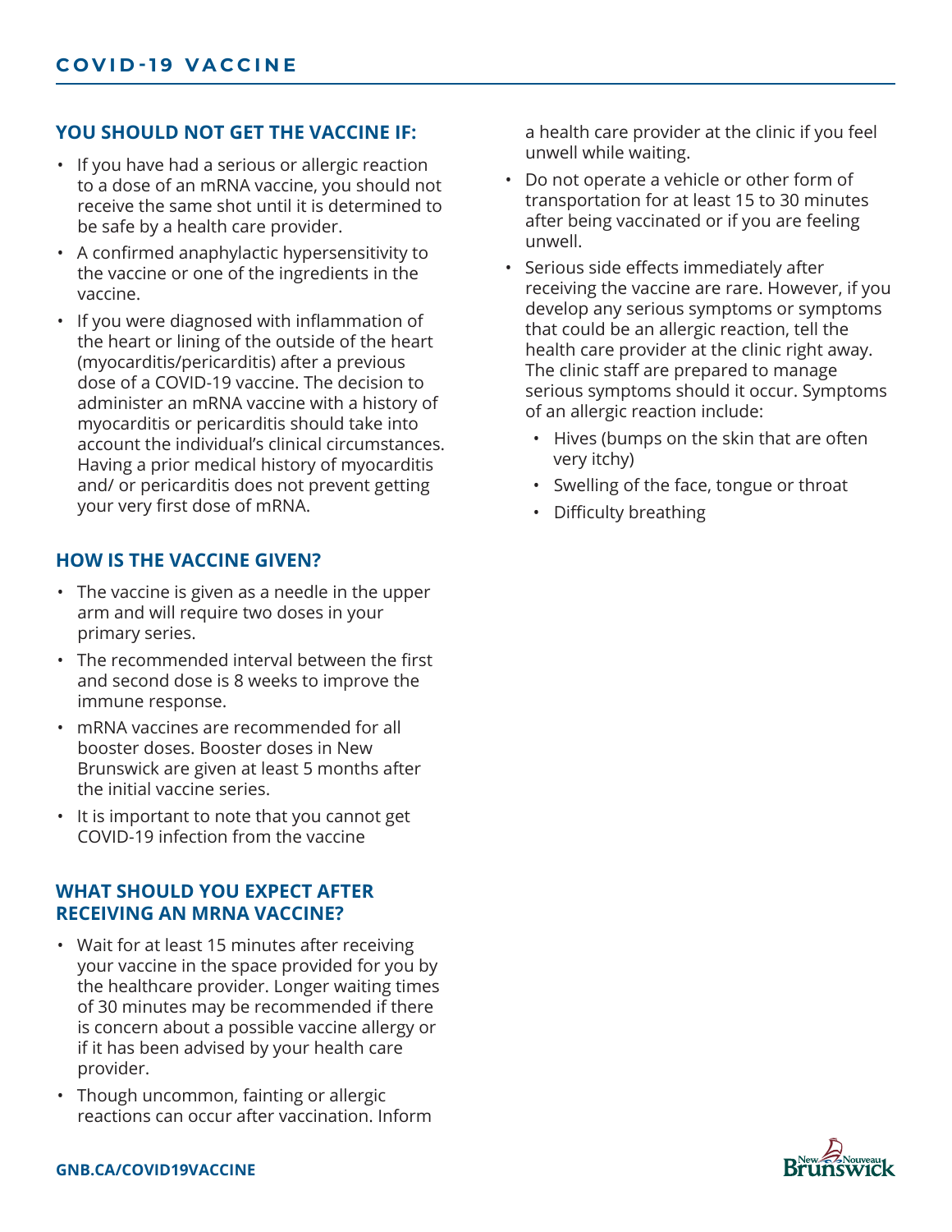## YOU SHOULD NOT GET THE VACCINE IF:

- If you have had a serious or allergic reaction to a dose of an mRNA vaccine, you should not receive the same shot until it is determined to be safe by a health care provider.
- A confirmed anaphylactic hypersensitivity to the vaccine or one of the ingredients in the vaccine.
- If you were diagnosed with inflammation of the heart or lining of the outside of the heart (myocarditis/pericarditis) after a previous dose of a COVID-19 vaccine. The decision to administer an mRNA vaccine with a history of myocarditis or pericarditis should take into account the individual's clinical circumstances. Having a prior medical history of myocarditis and/ or pericarditis does not prevent getting your very first dose of mRNA.

## HOW IS THE VACCINE GIVEN?

- The vaccine is given as a needle in the upper arm and will require two doses in your primary series.
- The recommended interval between the first and second dose is 8 weeks to improve the immune response.
- mRNA vaccines are recommended for all booster doses. Booster doses in New Brunswick are given at least 5 months after the initial vaccine series.
- It is important to note that you cannot get COVID-19 infection from the vaccine

## WHAT SHOULD YOU EXPECT AFTER RECEIVING AN MRNA VACCINE?

- Wait for at least 15 minutes after receiving your vaccine in the space provided for you by the healthcare provider. Longer waiting times of 30 minutes may be recommended if there is concern about a possible vaccine allergy or if it has been advised by your health care provider.
- Though uncommon, fainting or allergic reactions can occur after vaccination. Inform a health care provider at the clinic if you feel unwell while waiting.
- Do not operate a vehicle or other form of transportation for at least 15 to 30 minutes after being vaccinated or if you are feeling unwell.
- Serious side effects immediately after receiving the vaccine are rare. However, if you develop any serious symptoms or symptoms that could be an allergic reaction, tell the health care provider at the clinic right away. The clinic staff are prepared to manage serious symptoms should it occur. Symptoms of an allergic reaction include:
  - Hives (bumps on the skin that are often very itchy)
  - Swelling of the face, tongue or throat
  - Difficulty breathing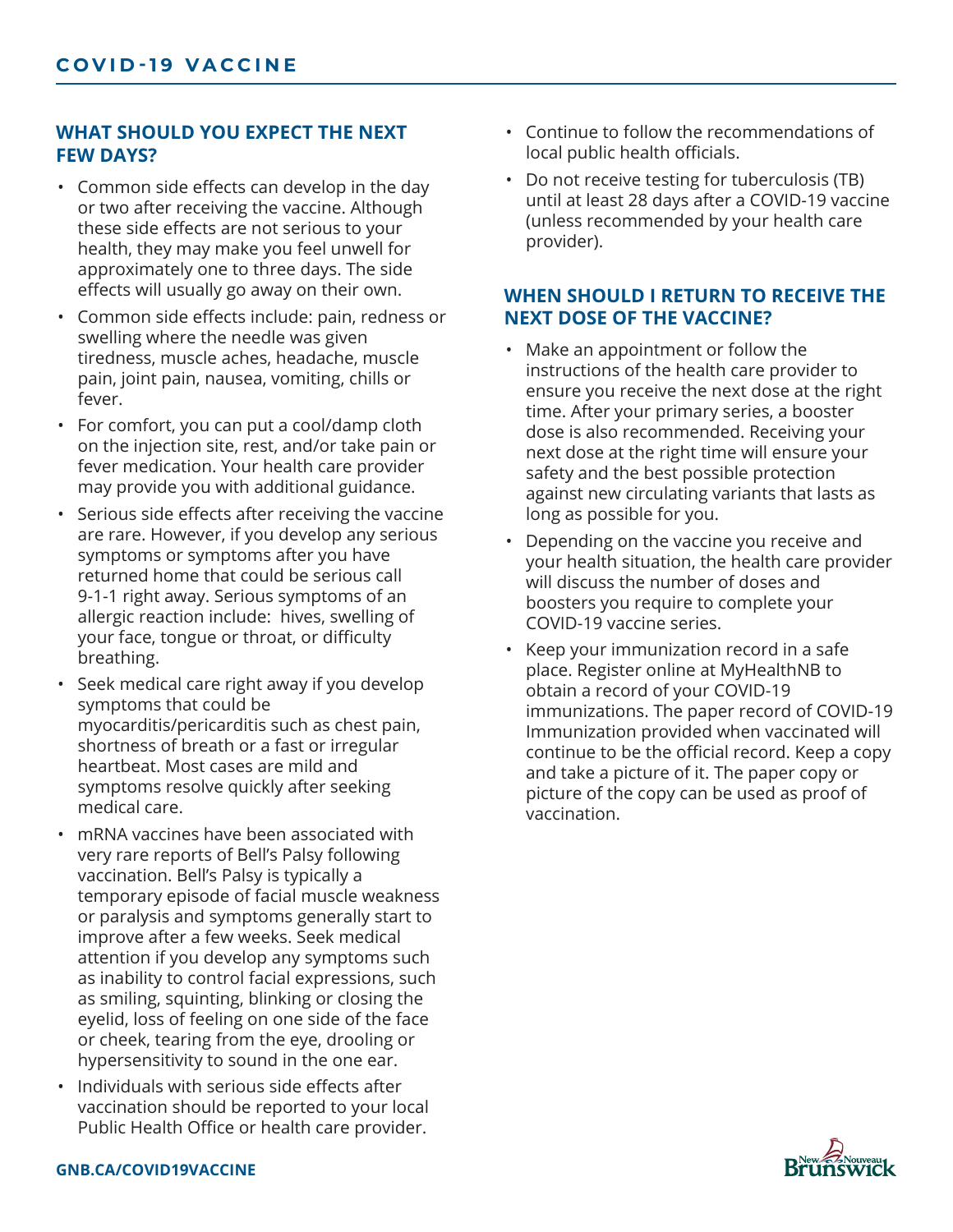## WHAT SHOULD YOU EXPECT THE NEXT FEW DAYS?

- Common side effects can develop in the day or two after receiving the vaccine. Although these side effects are not serious to your health, they may make you feel unwell for approximately one to three days. The side effects will usually go away on their own.
- Common side effects include: pain, redness or swelling where the needle was given tiredness, muscle aches, headache, muscle pain, joint pain, nausea, vomiting, chills or fever.
- For comfort, you can put a cool/damp cloth on the injection site, rest, and/or take pain or fever medication. Your health care provider may provide you with additional guidance.
- Serious side effects after receiving the vaccine are rare. However, if you develop any serious symptoms or symptoms after you have returned home that could be serious call 9-1-1 right away. Serious symptoms of an allergic reaction include: hives, swelling of your face, tongue or throat, or difficulty breathing.
- Seek medical care right away if you develop symptoms that could be myocarditis/pericarditis such as chest pain, shortness of breath or a fast or irregular heartbeat. Most cases are mild and symptoms resolve quickly after seeking medical care.
- mRNA vaccines have been associated with very rare reports of Bell's Palsy following vaccination. Bell's Palsy is typically a temporary episode of facial muscle weakness or paralysis and symptoms generally start to improve after a few weeks. Seek medical attention if you develop any symptoms such as inability to control facial expressions, such as smiling, squinting, blinking or closing the eyelid, loss of feeling on one side of the face or cheek, tearing from the eye, drooling or hypersensitivity to sound in the one ear.
- Individuals with serious side effects after vaccination should be reported to your local Public Health Office or health care provider.
- Continue to follow the recommendations of local public health officials.
- Do not receive testing for tuberculosis (TB) until at least 28 days after a COVID-19 vaccine (unless recommended by your health care provider).

## WHEN SHOULD I RETURN TO RECEIVE THE NEXT DOSE OF THE VACCINE?

- Make an appointment or follow the instructions of the health care provider to ensure you receive the next dose at the right time. After your primary series, a booster dose is also recommended. Receiving your next dose at the right time will ensure your safety and the best possible protection against new circulating variants that lasts as long as possible for you.
- Depending on the vaccine you receive and your health situation, the health care provider will discuss the number of doses and boosters you require to complete your COVID-19 vaccine series.
- Keep your immunization record in a safe place. Register online at MyHealthNB to obtain a record of your COVID-19 immunizations. The paper record of COVID-19 Immunization provided when vaccinated will continue to be the official record. Keep a copy and take a picture of it. The paper copy or picture of the copy can be used as proof of vaccination.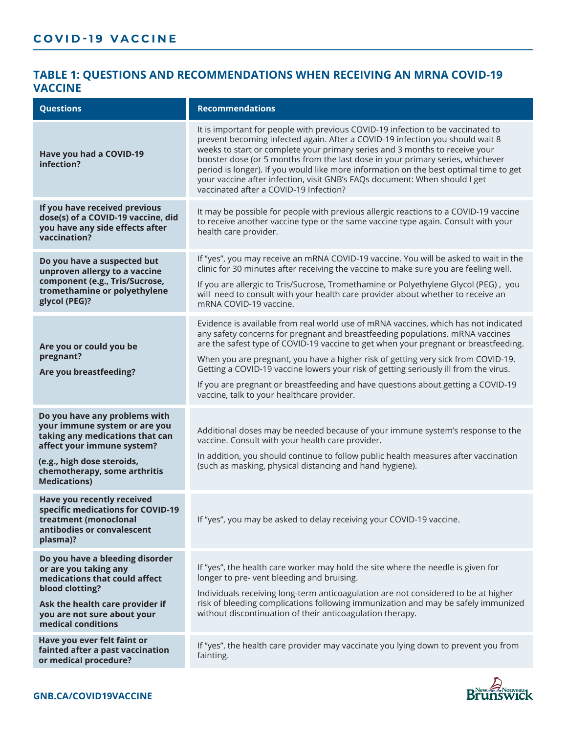## TABLE 1: QUESTIONS AND RECOMMENDATIONS WHEN RECEIVING AN MRNA COVID-19 VACCINE

| Questions | Recommendations |
|---|---|
| **Have you had a COVID-19 infection?** | It is important for people with previous COVID-19 infection to be vaccinated to prevent becoming infected again. After a COVID-19 infection you should wait 8 weeks to start or complete your primary series and 3 months to receive your booster dose (or 5 months from the last dose in your primary series, whichever period is longer). If you would like more information on the best optimal time to get your vaccine after infection, visit GNB's FAQs document: When should I get vaccinated after a COVID-19 Infection? |
| **If you have received previous dose(s) of a COVID-19 vaccine, did you have any side effects after vaccination?** | It may be possible for people with previous allergic reactions to a COVID-19 vaccine to receive another vaccine type or the same vaccine type again. Consult with your health care provider. |
| **Do you have a suspected but unproven allergy to a vaccine component (e.g., Tris/Sucrose, tromethamine or polyethylene glycol (PEG)?** | If "yes", you may receive an mRNA COVID-19 vaccine. You will be asked to wait in the clinic for 30 minutes after receiving the vaccine to make sure you are feeling well.<br><br>If you are allergic to Tris/Sucrose, Tromethamine or Polyethylene Glycol (PEG) , you will need to consult with your health care provider about whether to receive an mRNA COVID-19 vaccine. |
| **Are you or could you be pregnant?**<br><br>**Are you breastfeeding?** | Evidence is available from real world use of mRNA vaccines, which has not indicated any safety concerns for pregnant and breastfeeding populations. mRNA vaccines are the safest type of COVID-19 vaccine to get when your pregnant or breastfeeding.<br><br>When you are pregnant, you have a higher risk of getting very sick from COVID-19. Getting a COVID-19 vaccine lowers your risk of getting seriously ill from the virus.<br><br>If you are pregnant or breastfeeding and have questions about getting a COVID-19 vaccine, talk to your healthcare provider. |
| **Do you have any problems with your immune system or are you taking any medications that can affect your immune system?**<br><br>**(e.g., high dose steroids, chemotherapy, some arthritis Medications)** | Additional doses may be needed because of your immune system's response to the vaccine. Consult with your health care provider.<br><br>In addition, you should continue to follow public health measures after vaccination (such as masking, physical distancing and hand hygiene). |
| **Have you recently received specific medications for COVID-19 treatment (monoclonal antibodies or convalescent plasma)?** | If "yes", you may be asked to delay receiving your COVID-19 vaccine. |
| **Do you have a bleeding disorder or are you taking any medications that could affect blood clotting?**<br><br>**Ask the health care provider if you are not sure about your medical conditions** | If "yes", the health care worker may hold the site where the needle is given for longer to pre- vent bleeding and bruising.<br><br>Individuals receiving long-term anticoagulation are not considered to be at higher risk of bleeding complications following immunization and may be safely immunized without discontinuation of their anticoagulation therapy. |
| **Have you ever felt faint or fainted after a past vaccination or medical procedure?** | If "yes", the health care provider may vaccinate you lying down to prevent you from fainting. |